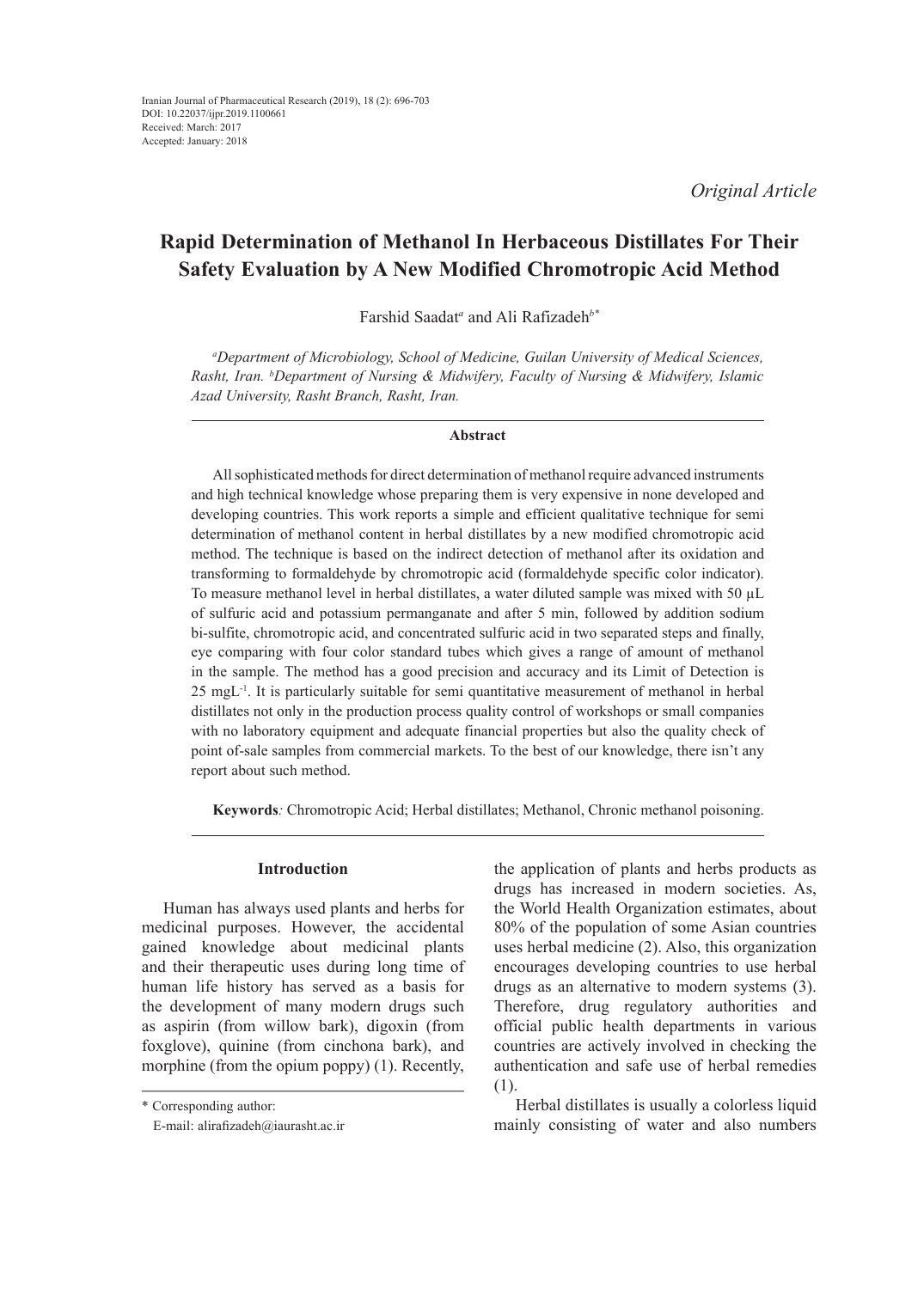Iranian Journal of Pharmaceutical Research (2019), 18 (2): 696-703
DOI: 10.22037/ijpr.2019.1100661
Received: March: 2017
Accepted: January: 2018

*Original Article*

# Rapid Determination of Methanol In Herbaceous Distillates For Their Safety Evaluation by A New Modified Chromotropic Acid Method

Farshid Saadat[a] and Ali Rafizadeh[b*]

*[a]Department of Microbiology, School of Medicine, Guilan University of Medical Sciences, Rasht, Iran. [b]Department of Nursing & Midwifery, Faculty of Nursing & Midwifery, Islamic Azad University, Rasht Branch, Rasht, Iran.*

## Abstract

All sophisticated methods for direct determination of methanol require advanced instruments and high technical knowledge whose preparing them is very expensive in none developed and developing countries. This work reports a simple and efficient qualitative technique for semi determination of methanol content in herbal distillates by a new modified chromotropic acid method. The technique is based on the indirect detection of methanol after its oxidation and transforming to formaldehyde by chromotropic acid (formaldehyde specific color indicator). To measure methanol level in herbal distillates, a water diluted sample was mixed with 50 µL of sulfuric acid and potassium permanganate and after 5 min, followed by addition sodium bi-sulfite, chromotropic acid, and concentrated sulfuric acid in two separated steps and finally, eye comparing with four color standard tubes which gives a range of amount of methanol in the sample. The method has a good precision and accuracy and its Limit of Detection is 25 $mgL^{-1}$. It is particularly suitable for semi quantitative measurement of methanol in herbal distillates not only in the production process quality control of workshops or small companies with no laboratory equipment and adequate financial properties but also the quality check of point of-sale samples from commercial markets. To the best of our knowledge, there isn't any report about such method.

**Keywords***:* Chromotropic Acid; Herbal distillates; Methanol, Chronic methanol poisoning.

## Introduction

Human has always used plants and herbs for medicinal purposes. However, the accidental gained knowledge about medicinal plants and their therapeutic uses during long time of human life history has served as a basis for the development of many modern drugs such as aspirin (from willow bark), digoxin (from foxglove), quinine (from cinchona bark), and morphine (from the opium poppy) (1). Recently, the application of plants and herbs products as drugs has increased in modern societies. As, the World Health Organization estimates, about 80% of the population of some Asian countries uses herbal medicine (2). Also, this organization encourages developing countries to use herbal drugs as an alternative to modern systems (3). Therefore, drug regulatory authorities and official public health departments in various countries are actively involved in checking the authentication and safe use of herbal remedies (1).

Herbal distillates is usually a colorless liquid mainly consisting of water and also numbers

\* Corresponding author:
E-mail: alirafizadeh@iaurasht.ac.ir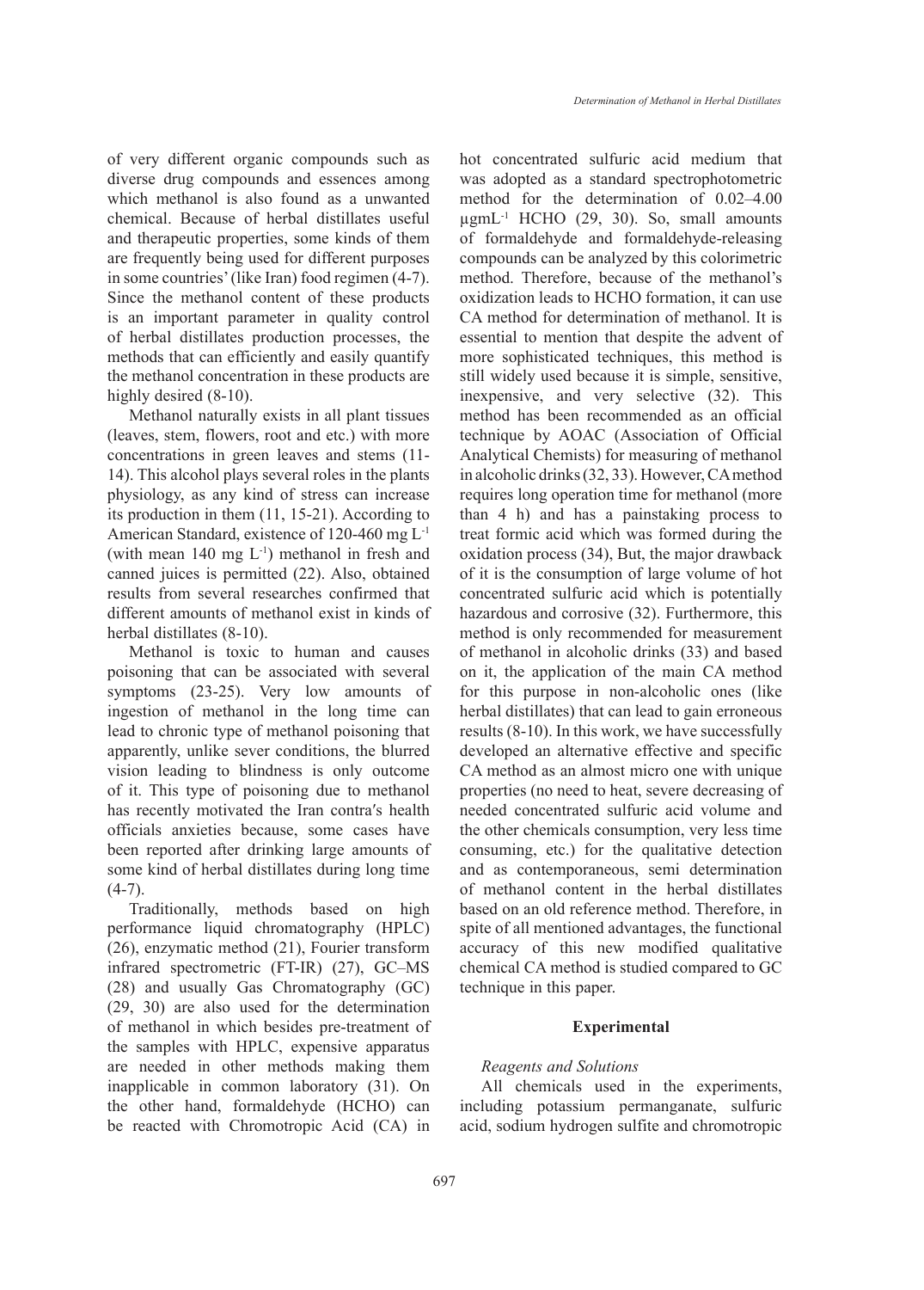of very different organic compounds such as diverse drug compounds and essences among which methanol is also found as a unwanted chemical. Because of herbal distillates useful and therapeutic properties, some kinds of them are frequently being used for different purposes in some countries' (like Iran) food regimen (4-7). Since the methanol content of these products is an important parameter in quality control of herbal distillates production processes, the methods that can efficiently and easily quantify the methanol concentration in these products are highly desired (8-10).

Methanol naturally exists in all plant tissues (leaves, stem, flowers, root and etc.) with more concentrations in green leaves and stems (11-14). This alcohol plays several roles in the plants physiology, as any kind of stress can increase its production in them (11, 15-21). According to American Standard, existence of 120-460 mg $L^{-1}$ (with mean 140 mg $L^{-1}$) methanol in fresh and canned juices is permitted (22). Also, obtained results from several researches confirmed that different amounts of methanol exist in kinds of herbal distillates (8-10).

Methanol is toxic to human and causes poisoning that can be associated with several symptoms (23-25). Very low amounts of ingestion of methanol in the long time can lead to chronic type of methanol poisoning that apparently, unlike sever conditions, the blurred vision leading to blindness is only outcome of it. This type of poisoning due to methanol has recently motivated the Iran contra′s health officials anxieties because, some cases have been reported after drinking large amounts of some kind of herbal distillates during long time (4-7).

Traditionally, methods based on high performance liquid chromatography (HPLC) (26), enzymatic method (21), Fourier transform infrared spectrometric (FT-IR) (27), GC–MS (28) and usually Gas Chromatography (GC) (29, 30) are also used for the determination of methanol in which besides pre-treatment of the samples with HPLC, expensive apparatus are needed in other methods making them inapplicable in common laboratory (31). On the other hand, formaldehyde (HCHO) can be reacted with Chromotropic Acid (CA) in hot concentrated sulfuric acid medium that was adopted as a standard spectrophotometric method for the determination of 0.02–4.00 $\mu gmL^{-1}$ HCHO (29, 30). So, small amounts of formaldehyde and formaldehyde-releasing compounds can be analyzed by this colorimetric method. Therefore, because of the methanol's oxidization leads to HCHO formation, it can use CA method for determination of methanol. It is essential to mention that despite the advent of more sophisticated techniques, this method is still widely used because it is simple, sensitive, inexpensive, and very selective (32). This method has been recommended as an official technique by AOAC (Association of Official Analytical Chemists) for measuring of methanol in alcoholic drinks (32, 33). However, CA method requires long operation time for methanol (more than 4 h) and has a painstaking process to treat formic acid which was formed during the oxidation process (34), But, the major drawback of it is the consumption of large volume of hot concentrated sulfuric acid which is potentially hazardous and corrosive (32). Furthermore, this method is only recommended for measurement of methanol in alcoholic drinks (33) and based on it, the application of the main CA method for this purpose in non-alcoholic ones (like herbal distillates) that can lead to gain erroneous results (8-10). In this work, we have successfully developed an alternative effective and specific CA method as an almost micro one with unique properties (no need to heat, severe decreasing of needed concentrated sulfuric acid volume and the other chemicals consumption, very less time consuming, etc.) for the qualitative detection and as contemporaneous, semi determination of methanol content in the herbal distillates based on an old reference method. Therefore, in spite of all mentioned advantages, the functional accuracy of this new modified qualitative chemical CA method is studied compared to GC technique in this paper.

## Experimental

*Reagents and Solutions*

All chemicals used in the experiments, including potassium permanganate, sulfuric acid, sodium hydrogen sulfite and chromotropic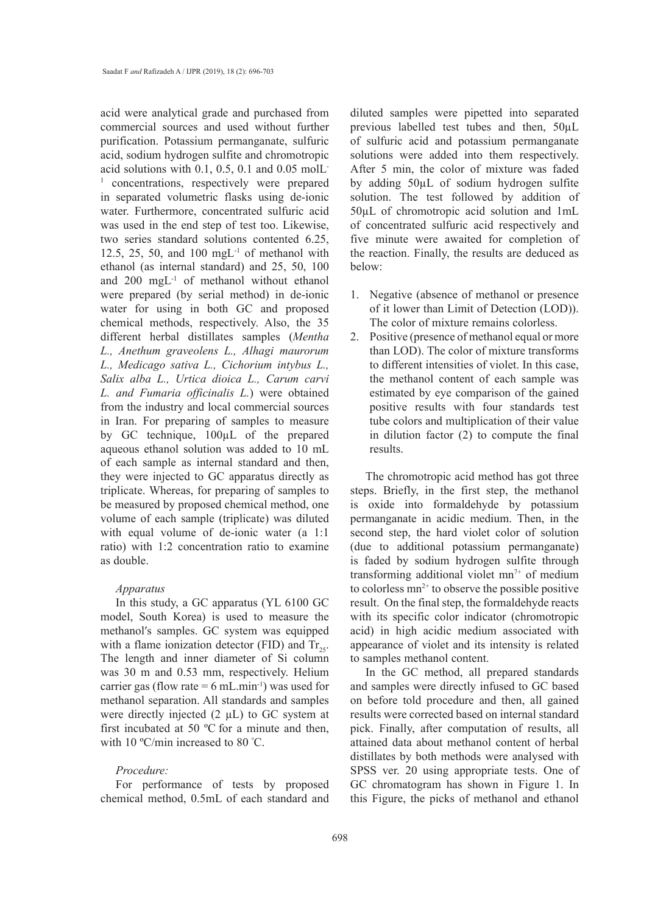acid were analytical grade and purchased from commercial sources and used without further purification. Potassium permanganate, sulfuric acid, sodium hydrogen sulfite and chromotropic acid solutions with 0.1, 0.5, 0.1 and 0.05 $molL^{-1}$ concentrations, respectively were prepared in separated volumetric flasks using de-ionic water. Furthermore, concentrated sulfuric acid was used in the end step of test too. Likewise, two series standard solutions contented 6.25, 12.5, 25, 50, and 100 $mgL^{-1}$ of methanol with ethanol (as internal standard) and 25, 50, 100 and 200 $mgL^{-1}$ of methanol without ethanol were prepared (by serial method) in de-ionic water for using in both GC and proposed chemical methods, respectively. Also, the 35 different herbal distillates samples (*Mentha L., Anethum graveolens L., Alhagi maurorum L., Medicago sativa L., Cichorium intybus L., Salix alba L., Urtica dioica L., Carum carvi L. and Fumaria officinalis L.*) were obtained from the industry and local commercial sources in Iran. For preparing of samples to measure by GC technique, 100µL of the prepared aqueous ethanol solution was added to 10 mL of each sample as internal standard and then, they were injected to GC apparatus directly as triplicate. Whereas, for preparing of samples to be measured by proposed chemical method, one volume of each sample (triplicate) was diluted with equal volume of de-ionic water (a 1:1 ratio) with 1:2 concentration ratio to examine as double.

### *Apparatus*

In this study, a GC apparatus (YL 6100 GC model, South Korea) is used to measure the methanol′s samples. GC system was equipped with a flame ionization detector (FID) and $Tr_{25}$. The length and inner diameter of Si column was 30 m and 0.53 mm, respectively. Helium carrier gas (flow rate = 6 $mL.min^{-1}$) was used for methanol separation. All standards and samples were directly injected (2 µL) to GC system at first incubated at 50 ºC for a minute and then, with 10 ºC/min increased to 80 ˚C.

### *Procedure:*

For performance of tests by proposed chemical method, 0.5mL of each standard and diluted samples were pipetted into separated previous labelled test tubes and then, 50µL of sulfuric acid and potassium permanganate solutions were added into them respectively. After 5 min, the color of mixture was faded by adding 50µL of sodium hydrogen sulfite solution. The test followed by addition of 50µL of chromotropic acid solution and 1mL of concentrated sulfuric acid respectively and five minute were awaited for completion of the reaction. Finally, the results are deduced as below:

1. Negative (absence of methanol or presence of it lower than Limit of Detection (LOD)). The color of mixture remains colorless.
2. Positive (presence of methanol equal or more than LOD). The color of mixture transforms to different intensities of violet. In this case, the methanol content of each sample was estimated by eye comparison of the gained positive results with four standards test tube colors and multiplication of their value in dilution factor (2) to compute the final results.

The chromotropic acid method has got three steps. Briefly, in the first step, the methanol is oxide into formaldehyde by potassium permanganate in acidic medium. Then, in the second step, the hard violet color of solution (due to additional potassium permanganate) is faded by sodium hydrogen sulfite through transforming additional violet $mn^{7+}$ of medium to colorless $mn^{2+}$ to observe the possible positive result. On the final step, the formaldehyde reacts with its specific color indicator (chromotropic acid) in high acidic medium associated with appearance of violet and its intensity is related to samples methanol content.

In the GC method, all prepared standards and samples were directly infused to GC based on before told procedure and then, all gained results were corrected based on internal standard pick. Finally, after computation of results, all attained data about methanol content of herbal distillates by both methods were analysed with SPSS ver. 20 using appropriate tests. One of GC chromatogram has shown in Figure 1. In this Figure, the picks of methanol and ethanol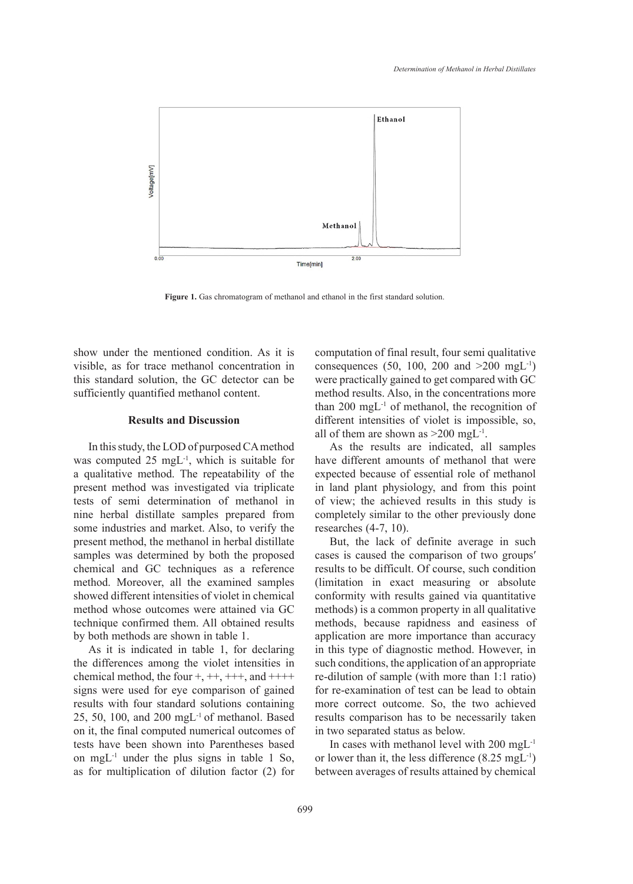Figure 1. Gas chromatogram of methanol and ethanol in the first standard solution.

show under the mentioned condition. As it is visible, as for trace methanol concentration in this standard solution, the GC detector can be sufficiently quantified methanol content.

## Results and Discussion

In this study, the LOD of purposed CA method was computed 25 mgL$^{-1}$, which is suitable for a qualitative method. The repeatability of the present method was investigated via triplicate tests of semi determination of methanol in nine herbal distillate samples prepared from some industries and market. Also, to verify the present method, the methanol in herbal distillate samples was determined by both the proposed chemical and GC techniques as a reference method. Moreover, all the examined samples showed different intensities of violet in chemical method whose outcomes were attained via GC technique confirmed them. All obtained results by both methods are shown in table 1.

As it is indicated in table 1, for declaring the differences among the violet intensities in chemical method, the four +, ++, +++, and ++++ signs were used for eye comparison of gained results with four standard solutions containing 25, 50, 100, and 200 mgL$^{-1}$ of methanol. Based on it, the final computed numerical outcomes of tests have been shown into Parentheses based on mgL$^{-1}$ under the plus signs in table 1 So, as for multiplication of dilution factor (2) for computation of final result, four semi qualitative consequences (50, 100, 200 and >200 mgL$^{-1}$) were practically gained to get compared with GC method results. Also, in the concentrations more than 200 mgL$^{-1}$ of methanol, the recognition of different intensities of violet is impossible, so, all of them are shown as >200 mgL$^{-1}$.

As the results are indicated, all samples have different amounts of methanol that were expected because of essential role of methanol in land plant physiology, and from this point of view; the achieved results in this study is completely similar to the other previously done researches (4-7, 10).

But, the lack of definite average in such cases is caused the comparison of two groups′ results to be difficult. Of course, such condition (limitation in exact measuring or absolute conformity with results gained via quantitative methods) is a common property in all qualitative methods, because rapidness and easiness of application are more importance than accuracy in this type of diagnostic method. However, in such conditions, the application of an appropriate re-dilution of sample (with more than 1:1 ratio) for re-examination of test can be lead to obtain more correct outcome. So, the two achieved results comparison has to be necessarily taken in two separated status as below.

In cases with methanol level with 200 mgL$^{-1}$ or lower than it, the less difference (8.25 mgL$^{-1}$) between averages of results attained by chemical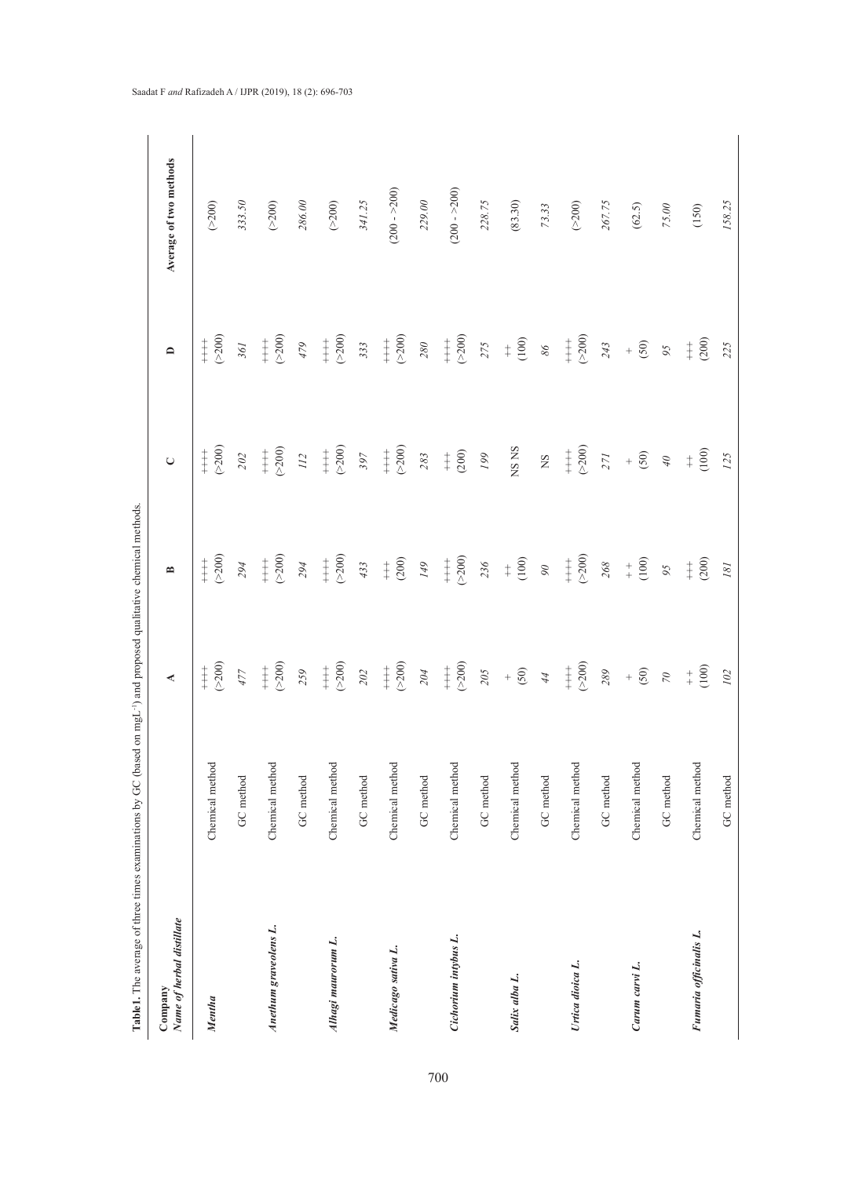**Table 1.** The average of three times examinations by GC (based on mgL$^{-1}$) and proposed qualitative chemical methods.

| Company / *Name of herbal distillate* | | A | B | C | D | Average of two methods |
|---|---|---|---|---|---|---|
| ***Mentha*** | Chemical method | ++++ (>200) | ++++ (>200) | ++++ (>200) | ++++ (>200) | (>200) |
| | GC method | *477* | *294* | *202* | *361* | *333.50* |
| ***Anethum graveolens L.*** | Chemical method | ++++ (>200) | ++++ (>200) | ++++ (>200) | ++++ (>200) | (>200) |
| | GC method | *259* | *294* | *112* | *479* | *286.00* |
| ***Alhagi maurorum L.*** | Chemical method | ++++ (>200) | ++++ (>200) | ++++ (>200) | ++++ (>200) | (>200) |
| | GC method | *202* | *433* | *397* | *333* | *341.25* |
| ***Medicago sativa L.*** | Chemical method | ++++ (>200) | +++ (200) | ++++ (>200) | ++++ (>200) | (200 - >200) |
| | GC method | *204* | *149* | *283* | *280* | *229.00* |
| ***Cichorium intybus L.*** | Chemical method | ++++ (>200) | ++++ (>200) | +++ (200) | ++++ (>200) | (200 - >200) |
| | GC method | *205* | *236* | *199* | *275* | *228.75* |
| ***Salix alba L.*** | Chemical method | + (50) | ++ (100) | NS NS | ++ (100) | (83.30) |
| | GC method | *44* | *90* | NS | *86* | *73.33* |
| ***Urtica dioica L.*** | Chemical method | ++++ (>200) | ++++ (>200) | ++++ (>200) | ++++ (>200) | (>200) |
| | GC method | *289* | *268* | *271* | *243* | *267.75* |
| ***Carum carvi L.*** | Chemical method | + (50) | + + (100) | + (50) | + (50) | (62.5) |
| | GC method | *70* | *95* | *40* | *95* | *75.00* |
| ***Fumaria officinalis L.*** | Chemical method | + + (100) | +++ (200) | ++ (100) | +++ (200) | (150) |
| | GC method | *102* | *181* | *125* | *225* | *158.25* |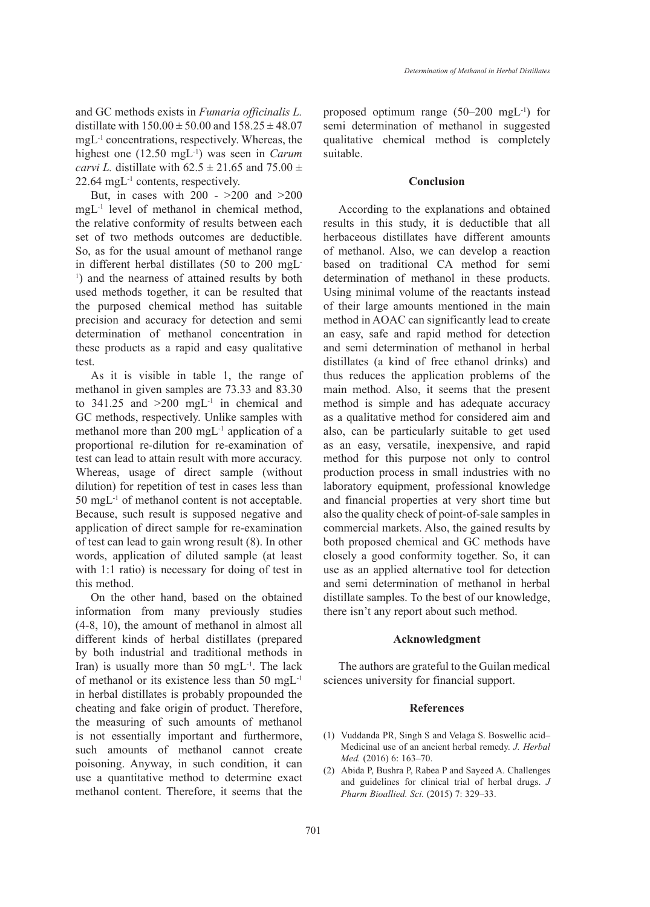and GC methods exists in *Fumaria officinalis L.* distillate with $150.00 \pm 50.00$ and $158.25 \pm 48.07$ $mgL^{-1}$ concentrations, respectively. Whereas, the highest one (12.50 $mgL^{-1}$) was seen in *Carum carvi L.* distillate with $62.5 \pm 21.65$ and $75.00 \pm 22.64$ $mgL^{-1}$ contents, respectively.

But, in cases with 200 - >200 and >200 $mgL^{-1}$ level of methanol in chemical method, the relative conformity of results between each set of two methods outcomes are deductible. So, as for the usual amount of methanol range in different herbal distillates (50 to 200 $mgL^{-1}$) and the nearness of attained results by both used methods together, it can be resulted that the purposed chemical method has suitable precision and accuracy for detection and semi determination of methanol concentration in these products as a rapid and easy qualitative test.

As it is visible in table 1, the range of methanol in given samples are 73.33 and 83.30 to 341.25 and >200 $mgL^{-1}$ in chemical and GC methods, respectively. Unlike samples with methanol more than 200 $mgL^{-1}$ application of a proportional re-dilution for re-examination of test can lead to attain result with more accuracy. Whereas, usage of direct sample (without dilution) for repetition of test in cases less than 50 $mgL^{-1}$ of methanol content is not acceptable. Because, such result is supposed negative and application of direct sample for re-examination of test can lead to gain wrong result (8). In other words, application of diluted sample (at least with 1:1 ratio) is necessary for doing of test in this method.

On the other hand, based on the obtained information from many previously studies (4-8, 10), the amount of methanol in almost all different kinds of herbal distillates (prepared by both industrial and traditional methods in Iran) is usually more than 50 $mgL^{-1}$. The lack of methanol or its existence less than 50 $mgL^{-1}$ in herbal distillates is probably propounded the cheating and fake origin of product. Therefore, the measuring of such amounts of methanol is not essentially important and furthermore, such amounts of methanol cannot create poisoning. Anyway, in such condition, it can use a quantitative method to determine exact methanol content. Therefore, it seems that the proposed optimum range (50–200 $mgL^{-1}$) for semi determination of methanol in suggested qualitative chemical method is completely suitable.

## Conclusion

According to the explanations and obtained results in this study, it is deductible that all herbaceous distillates have different amounts of methanol. Also, we can develop a reaction based on traditional CA method for semi determination of methanol in these products. Using minimal volume of the reactants instead of their large amounts mentioned in the main method in AOAC can significantly lead to create an easy, safe and rapid method for detection and semi determination of methanol in herbal distillates (a kind of free ethanol drinks) and thus reduces the application problems of the main method. Also, it seems that the present method is simple and has adequate accuracy as a qualitative method for considered aim and also, can be particularly suitable to get used as an easy, versatile, inexpensive, and rapid method for this purpose not only to control production process in small industries with no laboratory equipment, professional knowledge and financial properties at very short time but also the quality check of point-of-sale samples in commercial markets. Also, the gained results by both proposed chemical and GC methods have closely a good conformity together. So, it can use as an applied alternative tool for detection and semi determination of methanol in herbal distillate samples. To the best of our knowledge, there isn't any report about such method.

## Acknowledgment

The authors are grateful to the Guilan medical sciences university for financial support.

## References

(1) Vuddanda PR, Singh S and Velaga S. Boswellic acid–Medicinal use of an ancient herbal remedy. *J. Herbal Med.* (2016) 6: 163–70.

(2) Abida P, Bushra P, Rabea P and Sayeed A. Challenges and guidelines for clinical trial of herbal drugs. *J Pharm Bioallied. Sci.* (2015) 7: 329–33.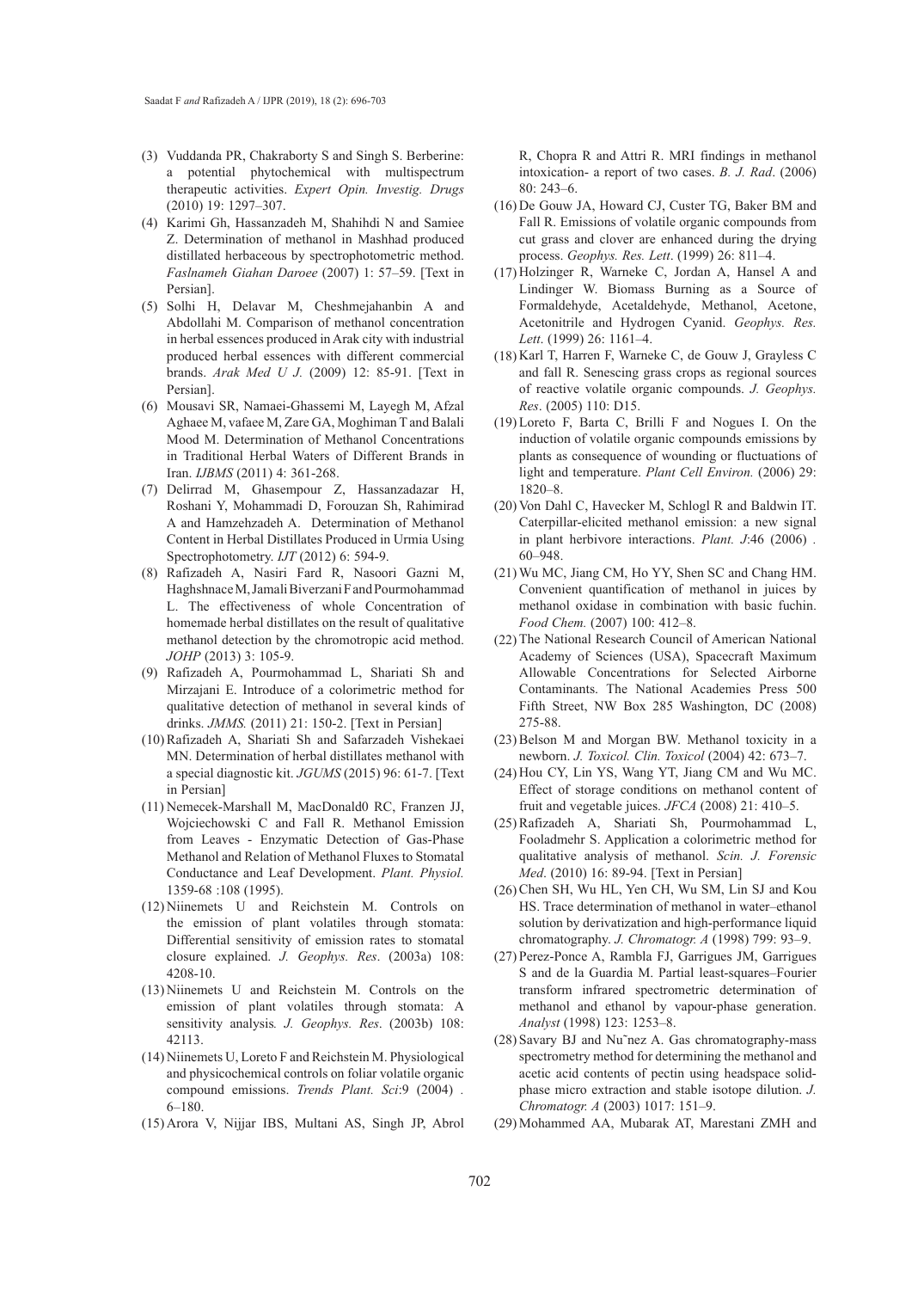(3) Vuddanda PR, Chakraborty S and Singh S. Berberine: a potential phytochemical with multispectrum therapeutic activities. *Expert Opin. Investig. Drugs* (2010) 19: 1297–307.

(4) Karimi Gh, Hassanzadeh M, Shahihdi N and Samiee Z. Determination of methanol in Mashhad produced distillated herbaceous by spectrophotometric method. *Faslnameh Giahan Daroee* (2007) 1: 57–59. [Text in Persian].

(5) Solhi H, Delavar M, Cheshmejahanbin A and Abdollahi M. Comparison of methanol concentration in herbal essences produced in Arak city with industrial produced herbal essences with different commercial brands. *Arak Med U J.* (2009) 12: 85-91. [Text in Persian].

(6) Mousavi SR, Namaei-Ghassemi M, Layegh M, Afzal Aghaee M, vafaee M, Zare GA, Moghiman T and Balali Mood M. Determination of Methanol Concentrations in Traditional Herbal Waters of Different Brands in Iran. *IJBMS* (2011) 4: 361-268.

(7) Delirrad M, Ghasempour Z, Hassanzadazar H, Roshani Y, Mohammadi D, Forouzan Sh, Rahimirad A and Hamzehzadeh A. Determination of Methanol Content in Herbal Distillates Produced in Urmia Using Spectrophotometry. *IJT* (2012) 6: 594-9.

(8) Rafizadeh A, Nasiri Fard R, Nasoori Gazni M, Haghshnace M, Jamali Biverzani F and Pourmohammad L. The effectiveness of whole Concentration of homemade herbal distillates on the result of qualitative methanol detection by the chromotropic acid method. *JOHP* (2013) 3: 105-9.

(9) Rafizadeh A, Pourmohammad L, Shariati Sh and Mirzajani E. Introduce of a colorimetric method for qualitative detection of methanol in several kinds of drinks. *JMMS.* (2011) 21: 150-2. [Text in Persian]

(10) Rafizadeh A, Shariati Sh and Safarzadeh Vishekaei MN. Determination of herbal distillates methanol with a special diagnostic kit. *JGUMS* (2015) 96: 61-7. [Text in Persian]

(11) Nemecek-Marshall M, MacDonald0 RC, Franzen JJ, Wojciechowski C and Fall R. Methanol Emission from Leaves - Enzymatic Detection of Gas-Phase Methanol and Relation of Methanol Fluxes to Stomatal Conductance and Leaf Development. *Plant. Physiol.* 1359-68 :108 (1995).

(12) Niinemets U and Reichstein M. Controls on the emission of plant volatiles through stomata: Differential sensitivity of emission rates to stomatal closure explained. *J. Geophys. Res*. (2003a) 108: 4208-10.

(13) Niinemets U and Reichstein M. Controls on the emission of plant volatiles through stomata: A sensitivity analysis*. J. Geophys. Res*. (2003b) 108: 42113.

(14) Niinemets U, Loreto F and Reichstein M. Physiological and physicochemical controls on foliar volatile organic compound emissions. *Trends Plant. Sci*:9 (2004) . 6–180.

(15) Arora V, Nijjar IBS, Multani AS, Singh JP, Abrol R, Chopra R and Attri R. MRI findings in methanol intoxication- a report of two cases. *B. J. Rad*. (2006) 80: 243–6.

(16) De Gouw JA, Howard CJ, Custer TG, Baker BM and Fall R. Emissions of volatile organic compounds from cut grass and clover are enhanced during the drying process. *Geophys. Res. Lett*. (1999) 26: 811–4.

(17) Holzinger R, Warneke C, Jordan A, Hansel A and Lindinger W. Biomass Burning as a Source of Formaldehyde, Acetaldehyde, Methanol, Acetone, Acetonitrile and Hydrogen Cyanid. *Geophys. Res. Lett*. (1999) 26: 1161–4.

(18) Karl T, Harren F, Warneke C, de Gouw J, Grayless C and fall R. Senescing grass crops as regional sources of reactive volatile organic compounds. *J. Geophys. Res*. (2005) 110: D15.

(19) Loreto F, Barta C, Brilli F and Nogues I. On the induction of volatile organic compounds emissions by plants as consequence of wounding or fluctuations of light and temperature. *Plant Cell Environ.* (2006) 29: 1820–8.

(20) Von Dahl C, Havecker M, Schlogl R and Baldwin IT. Caterpillar-elicited methanol emission: a new signal in plant herbivore interactions. *Plant. J*:46 (2006) . 60–948.

(21) Wu MC, Jiang CM, Ho YY, Shen SC and Chang HM. Convenient quantification of methanol in juices by methanol oxidase in combination with basic fuchin. *Food Chem.* (2007) 100: 412–8.

(22) The National Research Council of American National Academy of Sciences (USA), Spacecraft Maximum Allowable Concentrations for Selected Airborne Contaminants. The National Academies Press 500 Fifth Street, NW Box 285 Washington, DC (2008) 275-88.

(23) Belson M and Morgan BW. Methanol toxicity in a newborn. *J. Toxicol. Clin. Toxicol* (2004) 42: 673–7.

(24) Hou CY, Lin YS, Wang YT, Jiang CM and Wu MC. Effect of storage conditions on methanol content of fruit and vegetable juices. *JFCA* (2008) 21: 410–5.

(25) Rafizadeh A, Shariati Sh, Pourmohammad L, Fooladmehr S. Application a colorimetric method for qualitative analysis of methanol. *Scin. J. Forensic Med*. (2010) 16: 89-94. [Text in Persian]

(26) Chen SH, Wu HL, Yen CH, Wu SM, Lin SJ and Kou HS. Trace determination of methanol in water–ethanol solution by derivatization and high-performance liquid chromatography. *J. Chromatogr. A* (1998) 799: 93–9.

(27) Perez-Ponce A, Rambla FJ, Garrigues JM, Garrigues S and de la Guardia M. Partial least-squares–Fourier transform infrared spectrometric determination of methanol and ethanol by vapour-phase generation. *Analyst* (1998) 123: 1253–8.

(28) Savary BJ and Nu˜nez A. Gas chromatography-mass spectrometry method for determining the methanol and acetic acid contents of pectin using headspace solid-phase micro extraction and stable isotope dilution. *J. Chromatogr. A* (2003) 1017: 151–9.

(29) Mohammed AA, Mubarak AT, Marestani ZMH and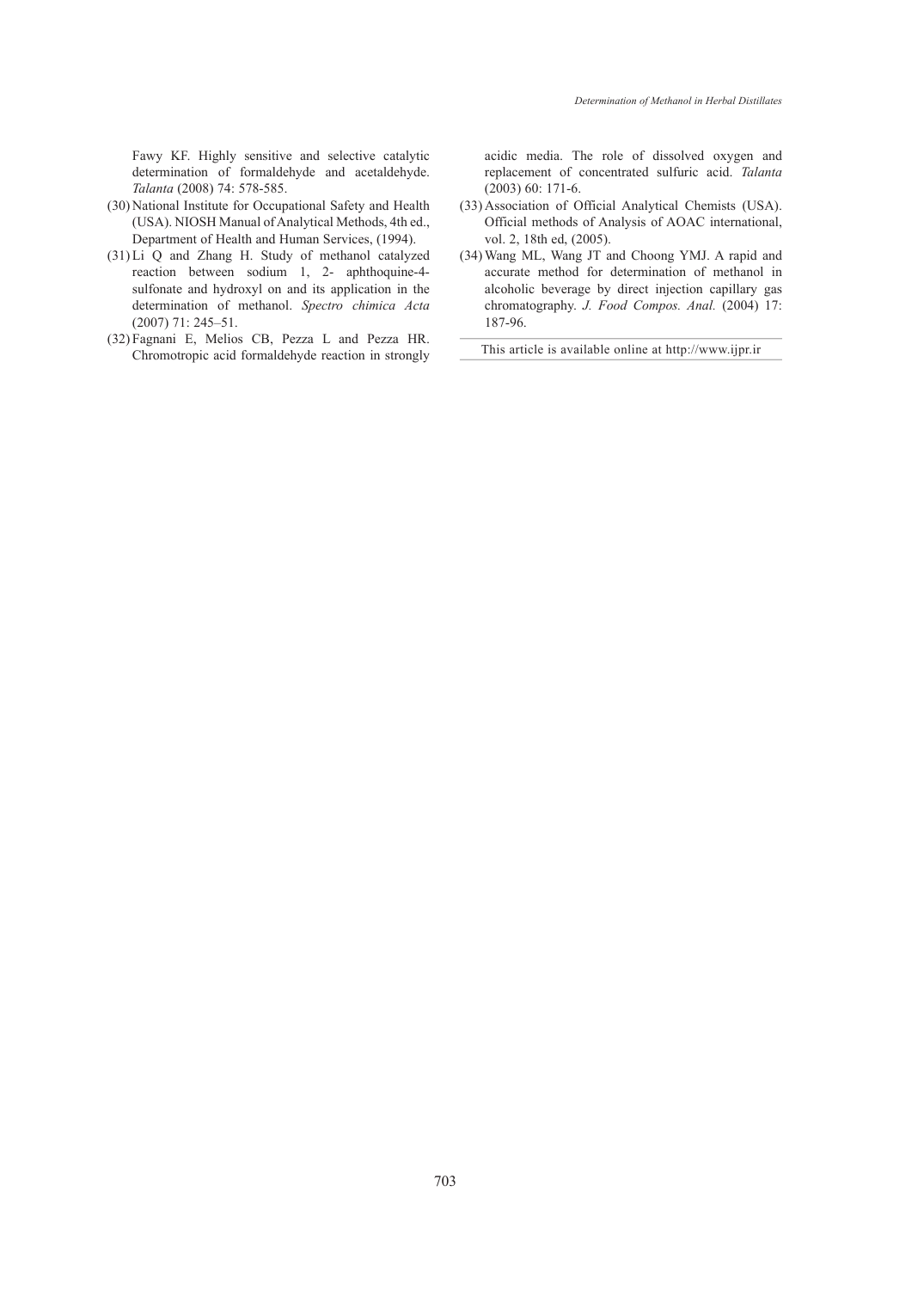Fawy KF. Highly sensitive and selective catalytic determination of formaldehyde and acetaldehyde. *Talanta* (2008) 74: 578-585.

(30) National Institute for Occupational Safety and Health (USA). NIOSH Manual of Analytical Methods, 4th ed., Department of Health and Human Services, (1994).

(31) Li Q and Zhang H. Study of methanol catalyzed reaction between sodium 1, 2- aphthoquine-4-sulfonate and hydroxyl on and its application in the determination of methanol. *Spectro chimica Acta* (2007) 71: 245–51.

(32) Fagnani E, Melios CB, Pezza L and Pezza HR. Chromotropic acid formaldehyde reaction in strongly acidic media. The role of dissolved oxygen and replacement of concentrated sulfuric acid. *Talanta* (2003) 60: 171-6.

(33) Association of Official Analytical Chemists (USA). Official methods of Analysis of AOAC international, vol. 2, 18th ed, (2005).

(34) Wang ML, Wang JT and Choong YMJ. A rapid and accurate method for determination of methanol in alcoholic beverage by direct injection capillary gas chromatography. *J. Food Compos. Anal.* (2004) 17: 187-96.

This article is available online at http://www.ijpr.ir